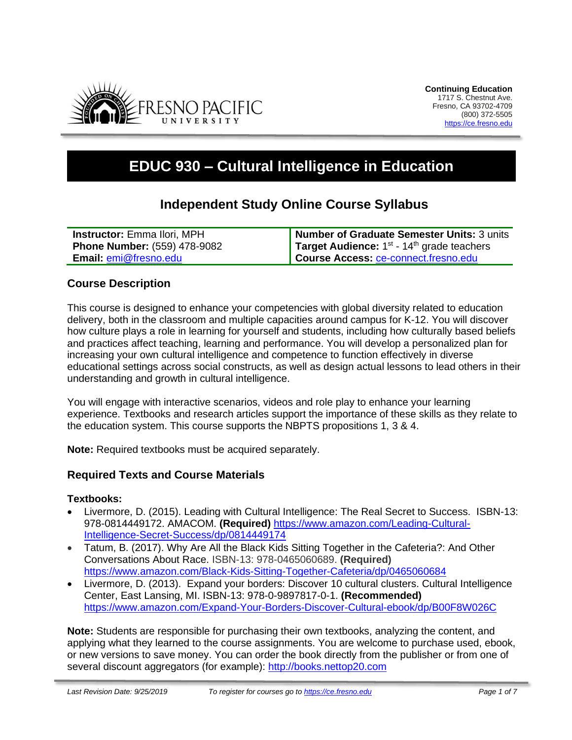**Continuing Education**
1717 S. Chestnut Ave.
Fresno, CA 93702-4709
(800) 372-5505
https://ce.fresno.edu

# EDUC 930 – Cultural Intelligence in Education

## Independent Study Online Course Syllabus

| | |
|---|---|
| **Instructor:** Emma Ilori, MPH | **Number of Graduate Semester Units:** 3 units |
| **Phone Number:** (559) 478-9082 | **Target Audience:** 1st - 14th grade teachers |
| **Email:** emi@fresno.edu | **Course Access:** ce-connect.fresno.edu |

### Course Description

This course is designed to enhance your competencies with global diversity related to education delivery, both in the classroom and multiple capacities around campus for K-12. You will discover how culture plays a role in learning for yourself and students, including how culturally based beliefs and practices affect teaching, learning and performance. You will develop a personalized plan for increasing your own cultural intelligence and competence to function effectively in diverse educational settings across social constructs, as well as design actual lessons to lead others in their understanding and growth in cultural intelligence.

You will engage with interactive scenarios, videos and role play to enhance your learning experience. Textbooks and research articles support the importance of these skills as they relate to the education system. This course supports the NBPTS propositions 1, 3 & 4.

**Note:** Required textbooks must be acquired separately.

### Required Texts and Course Materials

**Textbooks:**

- Livermore, D. (2015). Leading with Cultural Intelligence: The Real Secret to Success. ISBN-13: 978-0814449172. AMACOM. **(Required)** https://www.amazon.com/Leading-Cultural-Intelligence-Secret-Success/dp/0814449174
- Tatum, B. (2017). Why Are All the Black Kids Sitting Together in the Cafeteria?: And Other Conversations About Race. ISBN-13: 978-0465060689. **(Required)** https://www.amazon.com/Black-Kids-Sitting-Together-Cafeteria/dp/0465060684
- Livermore, D. (2013). Expand your borders: Discover 10 cultural clusters. Cultural Intelligence Center, East Lansing, MI. ISBN-13: 978-0-9897817-0-1. **(Recommended)** https://www.amazon.com/Expand-Your-Borders-Discover-Cultural-ebook/dp/B00F8W026C

**Note:** Students are responsible for purchasing their own textbooks, analyzing the content, and applying what they learned to the course assignments. You are welcome to purchase used, ebook, or new versions to save money. You can order the book directly from the publisher or from one of several discount aggregators (for example): http://books.nettop20.com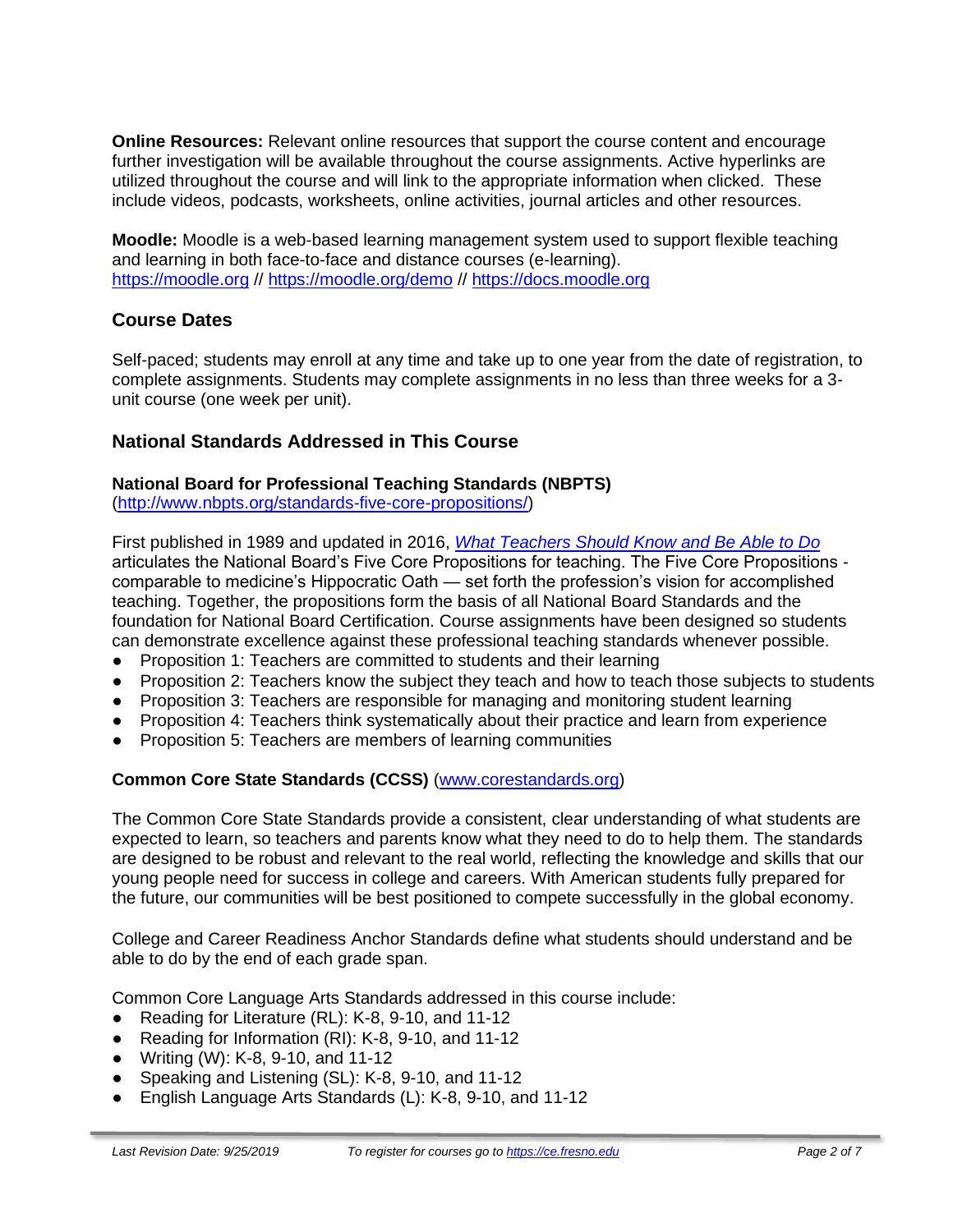**Online Resources:** Relevant online resources that support the course content and encourage further investigation will be available throughout the course assignments. Active hyperlinks are utilized throughout the course and will link to the appropriate information when clicked. These include videos, podcasts, worksheets, online activities, journal articles and other resources.

**Moodle:** Moodle is a web-based learning management system used to support flexible teaching and learning in both face-to-face and distance courses (e-learning). https://moodle.org // https://moodle.org/demo // https://docs.moodle.org

## Course Dates

Self-paced; students may enroll at any time and take up to one year from the date of registration, to complete assignments. Students may complete assignments in no less than three weeks for a 3-unit course (one week per unit).

## National Standards Addressed in This Course

**National Board for Professional Teaching Standards (NBPTS)**
(http://www.nbpts.org/standards-five-core-propositions/)

First published in 1989 and updated in 2016, *What Teachers Should Know and Be Able to Do* articulates the National Board's Five Core Propositions for teaching. The Five Core Propositions - comparable to medicine's Hippocratic Oath — set forth the profession's vision for accomplished teaching. Together, the propositions form the basis of all National Board Standards and the foundation for National Board Certification. Course assignments have been designed so students can demonstrate excellence against these professional teaching standards whenever possible.

- Proposition 1: Teachers are committed to students and their learning
- Proposition 2: Teachers know the subject they teach and how to teach those subjects to students
- Proposition 3: Teachers are responsible for managing and monitoring student learning
- Proposition 4: Teachers think systematically about their practice and learn from experience
- Proposition 5: Teachers are members of learning communities

**Common Core State Standards (CCSS)** (www.corestandards.org)

The Common Core State Standards provide a consistent, clear understanding of what students are expected to learn, so teachers and parents know what they need to do to help them. The standards are designed to be robust and relevant to the real world, reflecting the knowledge and skills that our young people need for success in college and careers. With American students fully prepared for the future, our communities will be best positioned to compete successfully in the global economy.

College and Career Readiness Anchor Standards define what students should understand and be able to do by the end of each grade span.

Common Core Language Arts Standards addressed in this course include:

- Reading for Literature (RL): K-8, 9-10, and 11-12
- Reading for Information (RI): K-8, 9-10, and 11-12
- Writing (W): K-8, 9-10, and 11-12
- Speaking and Listening (SL): K-8, 9-10, and 11-12
- English Language Arts Standards (L): K-8, 9-10, and 11-12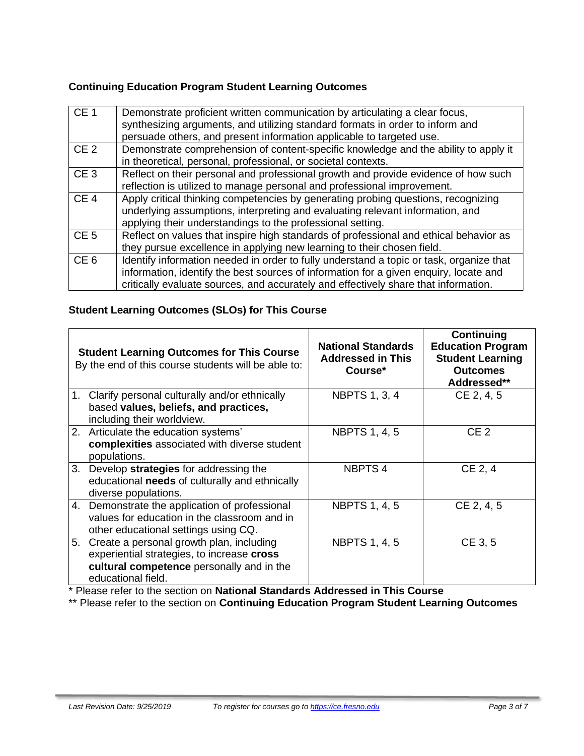### Continuing Education Program Student Learning Outcomes

| | |
|---|---|
| CE 1 | Demonstrate proficient written communication by articulating a clear focus, synthesizing arguments, and utilizing standard formats in order to inform and persuade others, and present information applicable to targeted use. |
| CE 2 | Demonstrate comprehension of content-specific knowledge and the ability to apply it in theoretical, personal, professional, or societal contexts. |
| CE 3 | Reflect on their personal and professional growth and provide evidence of how such reflection is utilized to manage personal and professional improvement. |
| CE 4 | Apply critical thinking competencies by generating probing questions, recognizing underlying assumptions, interpreting and evaluating relevant information, and applying their understandings to the professional setting. |
| CE 5 | Reflect on values that inspire high standards of professional and ethical behavior as they pursue excellence in applying new learning to their chosen field. |
| CE 6 | Identify information needed in order to fully understand a topic or task, organize that information, identify the best sources of information for a given enquiry, locate and critically evaluate sources, and accurately and effectively share that information. |

### Student Learning Outcomes (SLOs) for This Course

| **Student Learning Outcomes for This Course** By the end of this course students will be able to: | **National Standards Addressed in This Course*** | **Continuing Education Program Student Learning Outcomes Addressed**** |
|---|---|---|
| 1. Clarify personal culturally and/or ethnically based **values, beliefs, and practices,** including their worldview. | NBPTS 1, 3, 4 | CE 2, 4, 5 |
| 2. Articulate the education systems' **complexities** associated with diverse student populations. | NBPTS 1, 4, 5 | CE 2 |
| 3. Develop **strategies** for addressing the educational **needs** of culturally and ethnically diverse populations. | NBPTS 4 | CE 2, 4 |
| 4. Demonstrate the application of professional values for education in the classroom and in other educational settings using CQ. | NBPTS 1, 4, 5 | CE 2, 4, 5 |
| 5. Create a personal growth plan, including experiential strategies, to increase **cross cultural competence** personally and in the educational field. | NBPTS 1, 4, 5 | CE 3, 5 |

* Please refer to the section on **National Standards Addressed in This Course**

** Please refer to the section on **Continuing Education Program Student Learning Outcomes**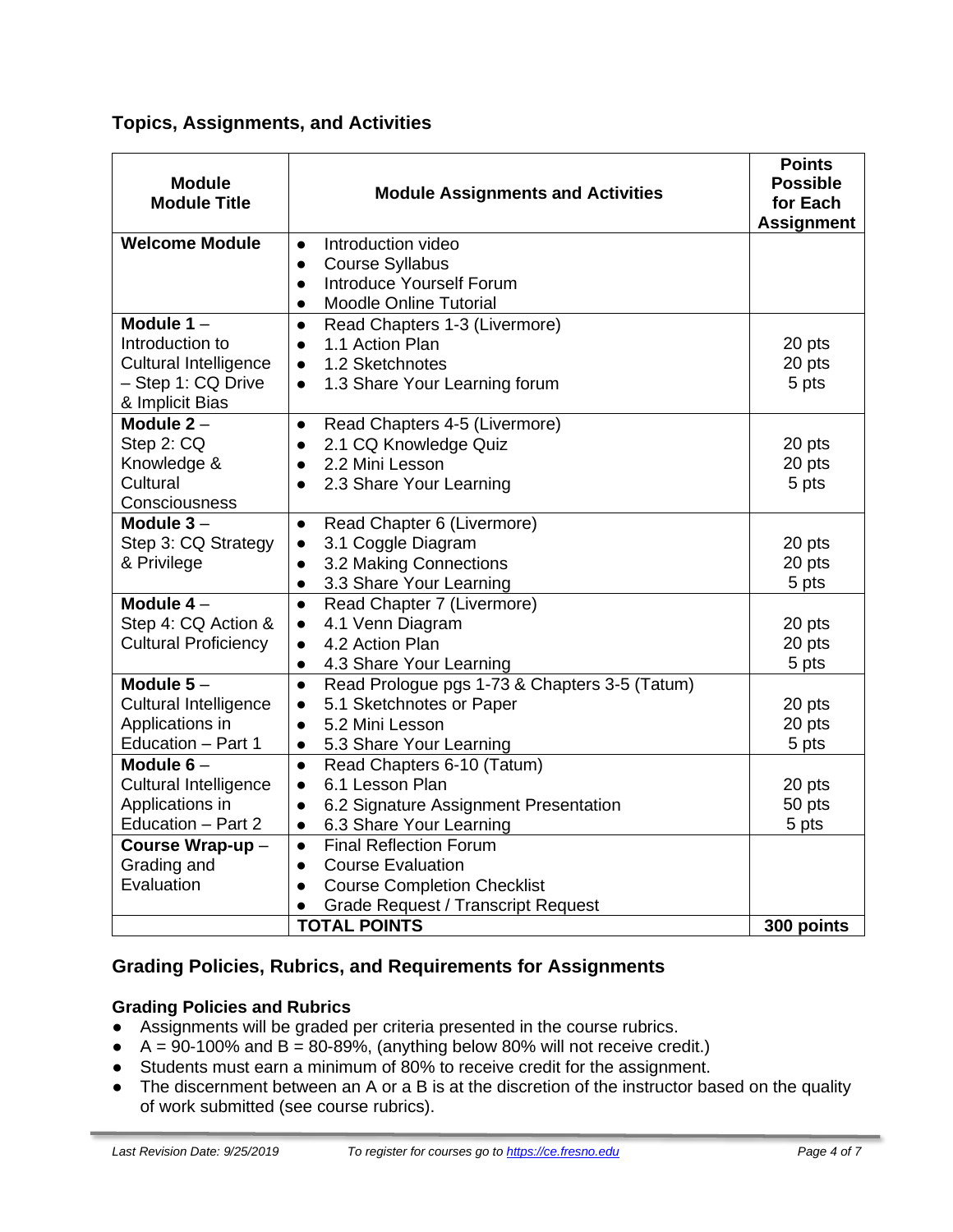## Topics, Assignments, and Activities

| Module<br>Module Title | Module Assignments and Activities | Points Possible for Each Assignment |
|---|---|---|
| **Welcome Module** | • Introduction video<br>• Course Syllabus<br>• Introduce Yourself Forum<br>• Moodle Online Tutorial | |
| **Module 1** – Introduction to Cultural Intelligence – Step 1: CQ Drive & Implicit Bias | • Read Chapters 1-3 (Livermore)<br>• 1.1 Action Plan<br>• 1.2 Sketchnotes<br>• 1.3 Share Your Learning forum | <br>20 pts<br>20 pts<br>5 pts |
| **Module 2** – Step 2: CQ Knowledge & Cultural Consciousness | • Read Chapters 4-5 (Livermore)<br>• 2.1 CQ Knowledge Quiz<br>• 2.2 Mini Lesson<br>• 2.3 Share Your Learning | <br>20 pts<br>20 pts<br>5 pts |
| **Module 3** – Step 3: CQ Strategy & Privilege | • Read Chapter 6 (Livermore)<br>• 3.1 Coggle Diagram<br>• 3.2 Making Connections<br>• 3.3 Share Your Learning | <br>20 pts<br>20 pts<br>5 pts |
| **Module 4** – Step 4: CQ Action & Cultural Proficiency | • Read Chapter 7 (Livermore)<br>• 4.1 Venn Diagram<br>• 4.2 Action Plan<br>• 4.3 Share Your Learning | <br>20 pts<br>20 pts<br>5 pts |
| **Module 5** – Cultural Intelligence Applications in Education – Part 1 | • Read Prologue pgs 1-73 & Chapters 3-5 (Tatum)<br>• 5.1 Sketchnotes or Paper<br>• 5.2 Mini Lesson<br>• 5.3 Share Your Learning | <br>20 pts<br>20 pts<br>5 pts |
| **Module 6** – Cultural Intelligence Applications in Education – Part 2 | • Read Chapters 6-10 (Tatum)<br>• 6.1 Lesson Plan<br>• 6.2 Signature Assignment Presentation<br>• 6.3 Share Your Learning | <br>20 pts<br>50 pts<br>5 pts |
| **Course Wrap-up** – Grading and Evaluation | • Final Reflection Forum<br>• Course Evaluation<br>• Course Completion Checklist<br>• Grade Request / Transcript Request | |
| | **TOTAL POINTS** | **300 points** |

## Grading Policies, Rubrics, and Requirements for Assignments

### Grading Policies and Rubrics

- Assignments will be graded per criteria presented in the course rubrics.
- A = 90-100% and B = 80-89%, (anything below 80% will not receive credit.)
- Students must earn a minimum of 80% to receive credit for the assignment.
- The discernment between an A or a B is at the discretion of the instructor based on the quality of work submitted (see course rubrics).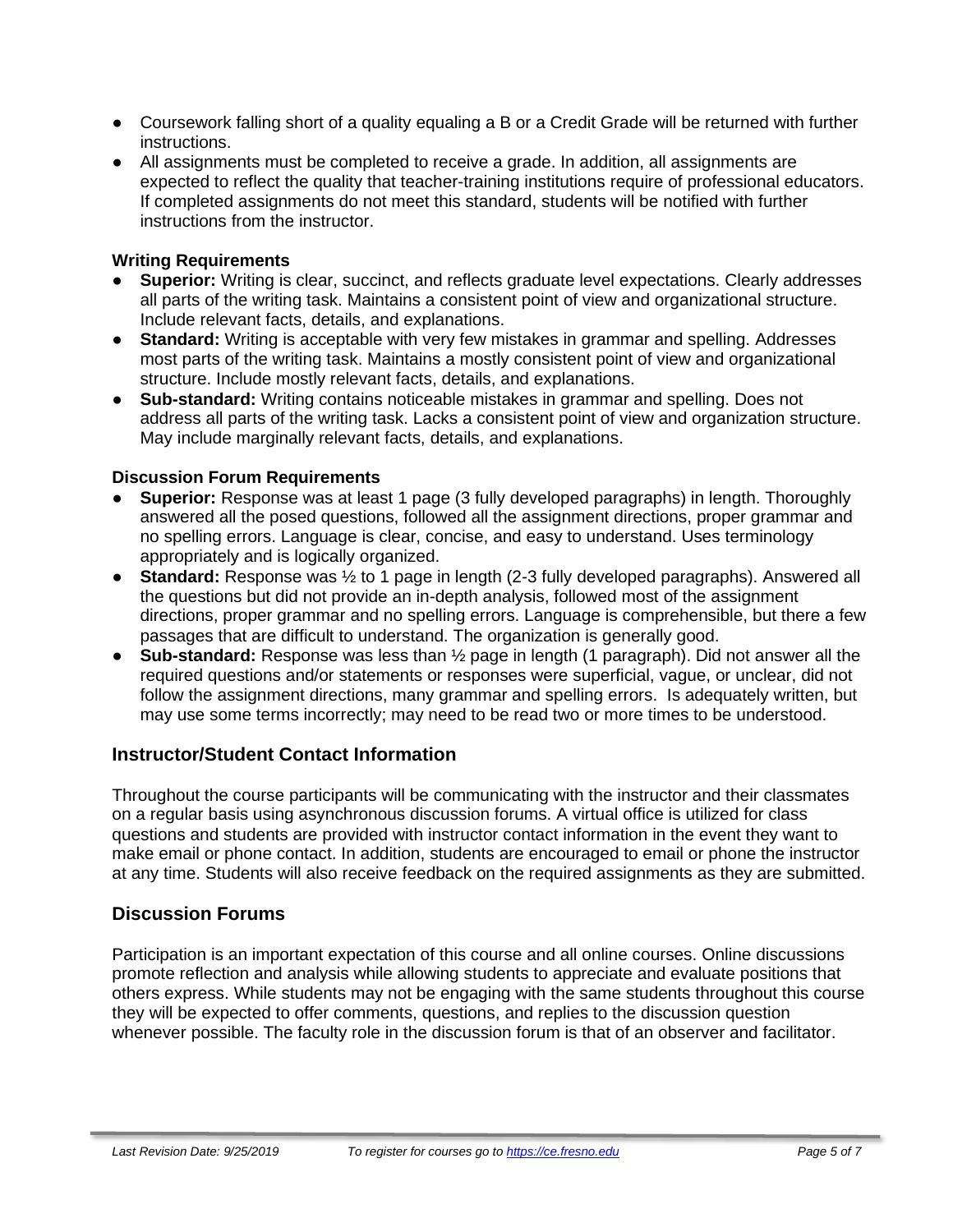- Coursework falling short of a quality equaling a B or a Credit Grade will be returned with further instructions.
- All assignments must be completed to receive a grade. In addition, all assignments are expected to reflect the quality that teacher-training institutions require of professional educators. If completed assignments do not meet this standard, students will be notified with further instructions from the instructor.

**Writing Requirements**

- **Superior:** Writing is clear, succinct, and reflects graduate level expectations. Clearly addresses all parts of the writing task. Maintains a consistent point of view and organizational structure. Include relevant facts, details, and explanations.
- **Standard:** Writing is acceptable with very few mistakes in grammar and spelling. Addresses most parts of the writing task. Maintains a mostly consistent point of view and organizational structure. Include mostly relevant facts, details, and explanations.
- **Sub-standard:** Writing contains noticeable mistakes in grammar and spelling. Does not address all parts of the writing task. Lacks a consistent point of view and organization structure. May include marginally relevant facts, details, and explanations.

**Discussion Forum Requirements**

- **Superior:** Response was at least 1 page (3 fully developed paragraphs) in length. Thoroughly answered all the posed questions, followed all the assignment directions, proper grammar and no spelling errors. Language is clear, concise, and easy to understand. Uses terminology appropriately and is logically organized.
- **Standard:** Response was ½ to 1 page in length (2-3 fully developed paragraphs). Answered all the questions but did not provide an in-depth analysis, followed most of the assignment directions, proper grammar and no spelling errors. Language is comprehensible, but there a few passages that are difficult to understand. The organization is generally good.
- **Sub-standard:** Response was less than ½ page in length (1 paragraph). Did not answer all the required questions and/or statements or responses were superficial, vague, or unclear, did not follow the assignment directions, many grammar and spelling errors. Is adequately written, but may use some terms incorrectly; may need to be read two or more times to be understood.

## Instructor/Student Contact Information

Throughout the course participants will be communicating with the instructor and their classmates on a regular basis using asynchronous discussion forums. A virtual office is utilized for class questions and students are provided with instructor contact information in the event they want to make email or phone contact. In addition, students are encouraged to email or phone the instructor at any time. Students will also receive feedback on the required assignments as they are submitted.

## Discussion Forums

Participation is an important expectation of this course and all online courses. Online discussions promote reflection and analysis while allowing students to appreciate and evaluate positions that others express. While students may not be engaging with the same students throughout this course they will be expected to offer comments, questions, and replies to the discussion question whenever possible. The faculty role in the discussion forum is that of an observer and facilitator.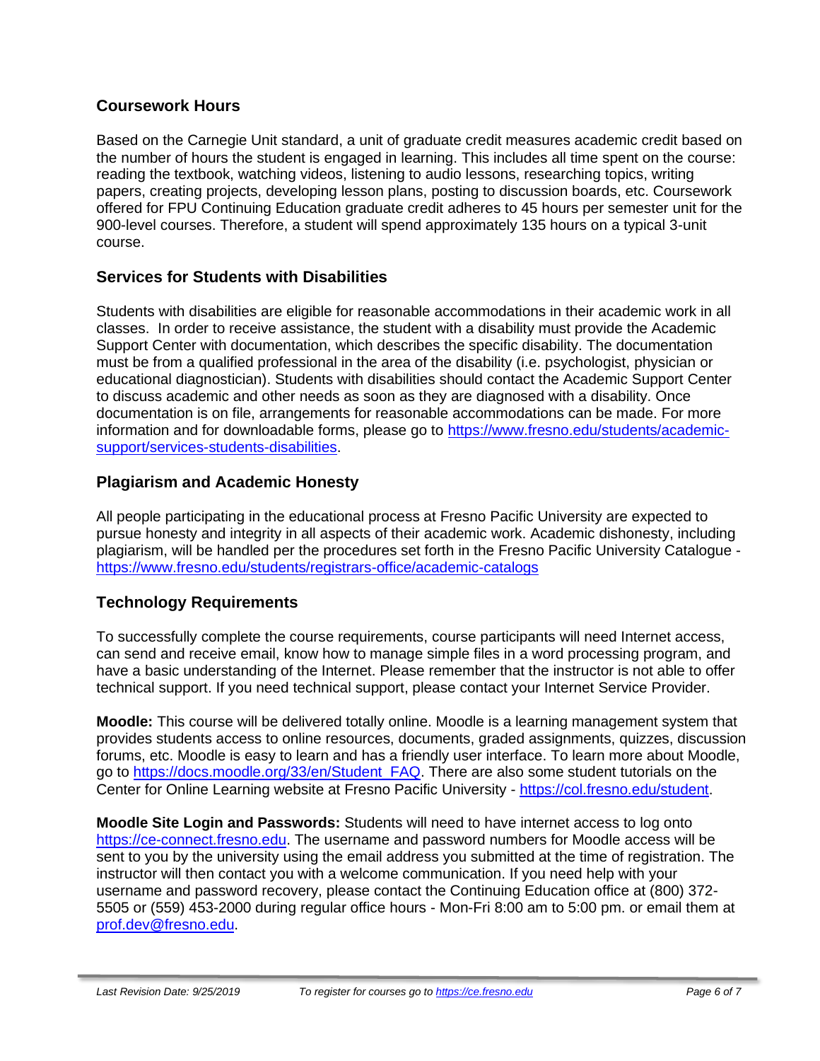## Coursework Hours

Based on the Carnegie Unit standard, a unit of graduate credit measures academic credit based on the number of hours the student is engaged in learning. This includes all time spent on the course: reading the textbook, watching videos, listening to audio lessons, researching topics, writing papers, creating projects, developing lesson plans, posting to discussion boards, etc. Coursework offered for FPU Continuing Education graduate credit adheres to 45 hours per semester unit for the 900-level courses. Therefore, a student will spend approximately 135 hours on a typical 3-unit course.

## Services for Students with Disabilities

Students with disabilities are eligible for reasonable accommodations in their academic work in all classes. In order to receive assistance, the student with a disability must provide the Academic Support Center with documentation, which describes the specific disability. The documentation must be from a qualified professional in the area of the disability (i.e. psychologist, physician or educational diagnostician). Students with disabilities should contact the Academic Support Center to discuss academic and other needs as soon as they are diagnosed with a disability. Once documentation is on file, arrangements for reasonable accommodations can be made. For more information and for downloadable forms, please go to [https://www.fresno.edu/students/academic-support/services-students-disabilities](https://www.fresno.edu/students/academic-support/services-students-disabilities).

## Plagiarism and Academic Honesty

All people participating in the educational process at Fresno Pacific University are expected to pursue honesty and integrity in all aspects of their academic work. Academic dishonesty, including plagiarism, will be handled per the procedures set forth in the Fresno Pacific University Catalogue - [https://www.fresno.edu/students/registrars-office/academic-catalogs](https://www.fresno.edu/students/registrars-office/academic-catalogs)

## Technology Requirements

To successfully complete the course requirements, course participants will need Internet access, can send and receive email, know how to manage simple files in a word processing program, and have a basic understanding of the Internet. Please remember that the instructor is not able to offer technical support. If you need technical support, please contact your Internet Service Provider.

**Moodle:** This course will be delivered totally online. Moodle is a learning management system that provides students access to online resources, documents, graded assignments, quizzes, discussion forums, etc. Moodle is easy to learn and has a friendly user interface. To learn more about Moodle, go to [https://docs.moodle.org/33/en/Student_FAQ](https://docs.moodle.org/33/en/Student_FAQ). There are also some student tutorials on the Center for Online Learning website at Fresno Pacific University - [https://col.fresno.edu/student](https://col.fresno.edu/student).

**Moodle Site Login and Passwords:** Students will need to have internet access to log onto [https://ce-connect.fresno.edu](https://ce-connect.fresno.edu). The username and password numbers for Moodle access will be sent to you by the university using the email address you submitted at the time of registration. The instructor will then contact you with a welcome communication. If you need help with your username and password recovery, please contact the Continuing Education office at (800) 372-5505 or (559) 453-2000 during regular office hours - Mon-Fri 8:00 am to 5:00 pm. or email them at [prof.dev@fresno.edu](mailto:prof.dev@fresno.edu).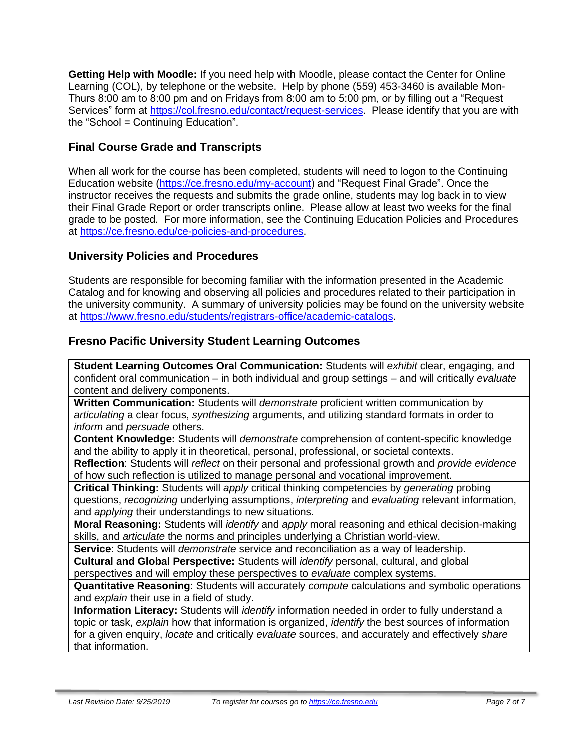**Getting Help with Moodle:** If you need help with Moodle, please contact the Center for Online Learning (COL), by telephone or the website. Help by phone (559) 453-3460 is available Mon-Thurs 8:00 am to 8:00 pm and on Fridays from 8:00 am to 5:00 pm, or by filling out a "Request Services" form at https://col.fresno.edu/contact/request-services. Please identify that you are with the "School = Continuing Education".

## Final Course Grade and Transcripts

When all work for the course has been completed, students will need to logon to the Continuing Education website (https://ce.fresno.edu/my-account) and "Request Final Grade". Once the instructor receives the requests and submits the grade online, students may log back in to view their Final Grade Report or order transcripts online. Please allow at least two weeks for the final grade to be posted. For more information, see the Continuing Education Policies and Procedures at https://ce.fresno.edu/ce-policies-and-procedures.

## University Policies and Procedures

Students are responsible for becoming familiar with the information presented in the Academic Catalog and for knowing and observing all policies and procedures related to their participation in the university community. A summary of university policies may be found on the university website at https://www.fresno.edu/students/registrars-office/academic-catalogs.

## Fresno Pacific University Student Learning Outcomes

| |
|---|
| **Student Learning Outcomes Oral Communication:** Students will *exhibit* clear, engaging, and confident oral communication – in both individual and group settings – and will critically *evaluate* content and delivery components. |
| **Written Communication:** Students will *demonstrate* proficient written communication by *articulating* a clear focus, *synthesizing* arguments, and utilizing standard formats in order to *inform* and *persuade* others. |
| **Content Knowledge:** Students will *demonstrate* comprehension of content-specific knowledge and the ability to apply it in theoretical, personal, professional, or societal contexts. |
| **Reflection**: Students will *reflect* on their personal and professional growth and *provide evidence* of how such reflection is utilized to manage personal and vocational improvement. |
| **Critical Thinking:** Students will *apply* critical thinking competencies by *generating* probing questions, *recognizing* underlying assumptions, *interpreting* and *evaluating* relevant information, and *applying* their understandings to new situations. |
| **Moral Reasoning:** Students will *identify* and *apply* moral reasoning and ethical decision-making skills, and *articulate* the norms and principles underlying a Christian world-view. |
| **Service**: Students will *demonstrate* service and reconciliation as a way of leadership. |
| **Cultural and Global Perspective:** Students will *identify* personal, cultural, and global perspectives and will employ these perspectives to *evaluate* complex systems. |
| **Quantitative Reasoning**: Students will accurately *compute* calculations and symbolic operations and *explain* their use in a field of study. |
| **Information Literacy:** Students will *identify* information needed in order to fully understand a topic or task, *explain* how that information is organized, *identify* the best sources of information for a given enquiry, *locate* and critically *evaluate* sources, and accurately and effectively *share* that information. |